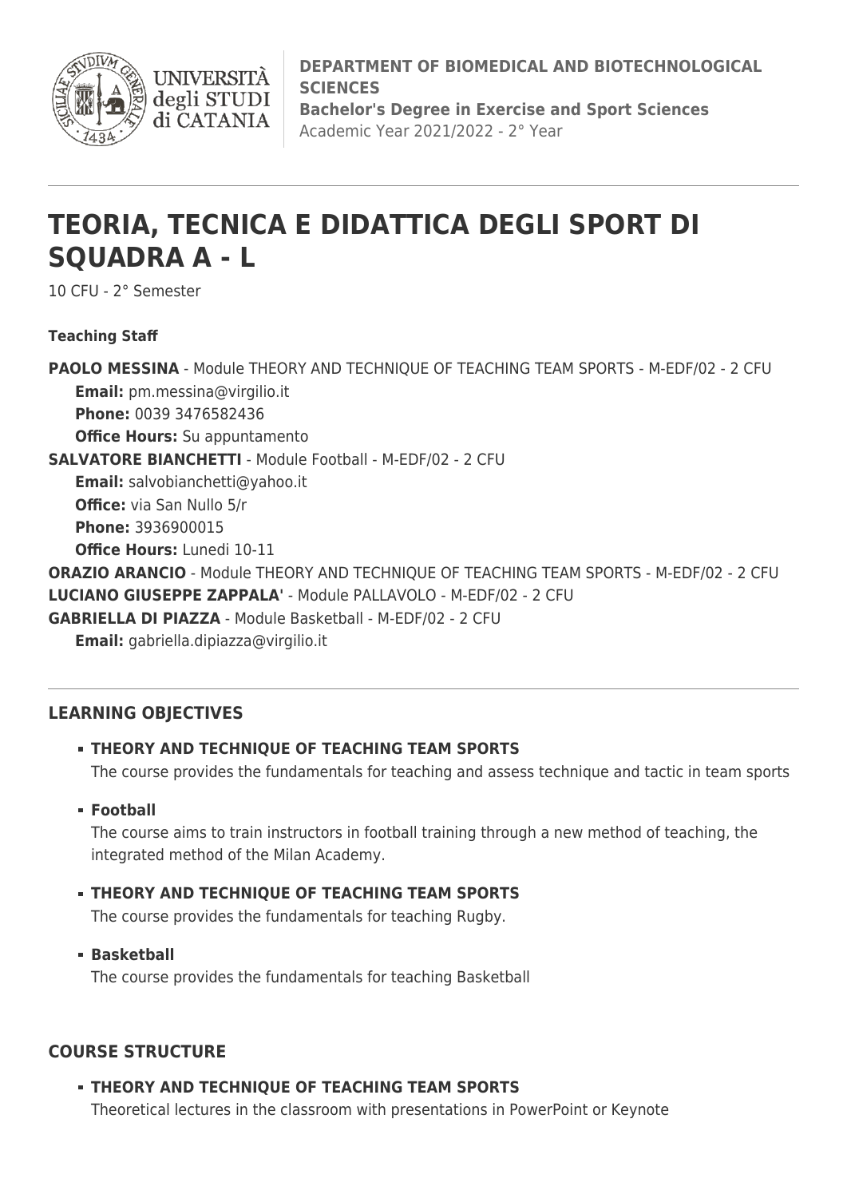**DEPARTMENT OF BIOMEDICAL AND BIOTECHNOLOGICAL SCIENCES**
**Bachelor's Degree in Exercise and Sport Sciences**
Academic Year 2021/2022 - 2° Year

# TEORIA, TECNICA E DIDATTICA DEGLI SPORT DI SQUADRA A - L

10 CFU - 2° Semester

**Teaching Staff**

**PAOLO MESSINA** - Module THEORY AND TECHNIQUE OF TEACHING TEAM SPORTS - M-EDF/02 - 2 CFU
- **Email:** pm.messina@virgilio.it
- **Phone:** 0039 3476582436
- **Office Hours:** Su appuntamento

**SALVATORE BIANCHETTI** - Module Football - M-EDF/02 - 2 CFU
- **Email:** salvobianchetti@yahoo.it
- **Office:** via San Nullo 5/r
- **Phone:** 3936900015
- **Office Hours:** Lunedi 10-11

**ORAZIO ARANCIO** - Module THEORY AND TECHNIQUE OF TEACHING TEAM SPORTS - M-EDF/02 - 2 CFU

**LUCIANO GIUSEPPE ZAPPALA'** - Module PALLAVOLO - M-EDF/02 - 2 CFU

**GABRIELLA DI PIAZZA** - Module Basketball - M-EDF/02 - 2 CFU
- **Email:** gabriella.dipiazza@virgilio.it

## LEARNING OBJECTIVES

- **THEORY AND TECHNIQUE OF TEACHING TEAM SPORTS**
  The course provides the fundamentals for teaching and assess technique and tactic in team sports
- **Football**
  The course aims to train instructors in football training through a new method of teaching, the integrated method of the Milan Academy.
- **THEORY AND TECHNIQUE OF TEACHING TEAM SPORTS**
  The course provides the fundamentals for teaching Rugby.
- **Basketball**
  The course provides the fundamentals for teaching Basketball

## COURSE STRUCTURE

- **THEORY AND TECHNIQUE OF TEACHING TEAM SPORTS**
  Theoretical lectures in the classroom with presentations in PowerPoint or Keynote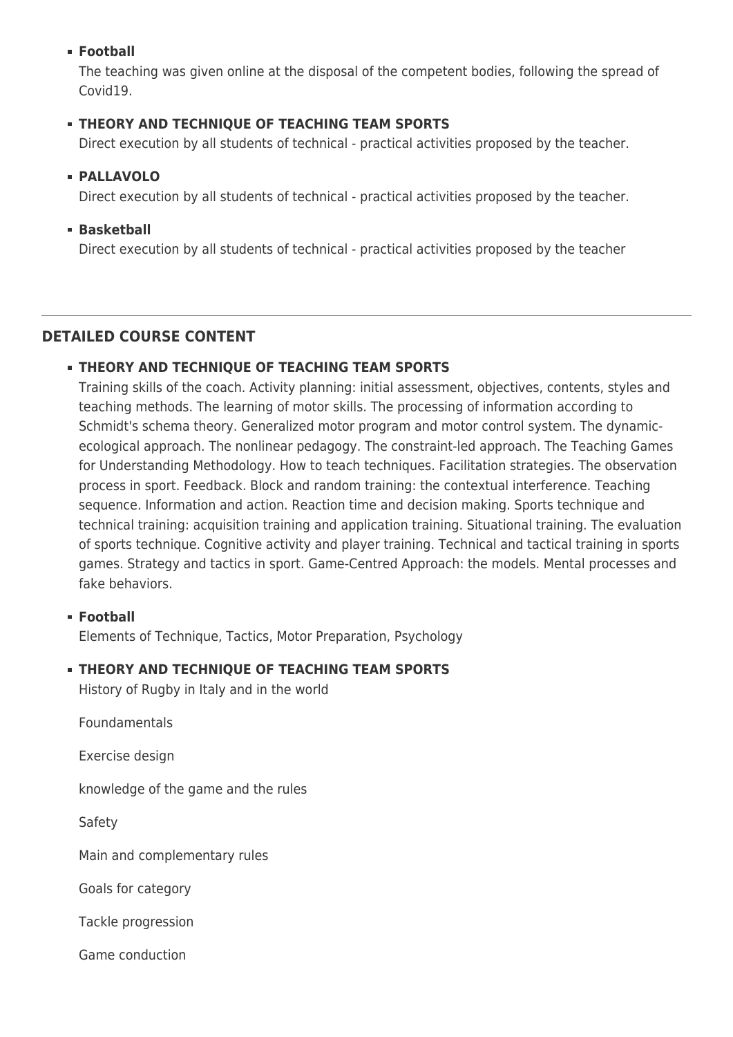- **Football**

  The teaching was given online at the disposal of the competent bodies, following the spread of Covid19.

- **THEORY AND TECHNIQUE OF TEACHING TEAM SPORTS**

  Direct execution by all students of technical - practical activities proposed by the teacher.

- **PALLAVOLO**

  Direct execution by all students of technical - practical activities proposed by the teacher.

- **Basketball**

  Direct execution by all students of technical - practical activities proposed by the teacher

---

## DETAILED COURSE CONTENT

- **THEORY AND TECHNIQUE OF TEACHING TEAM SPORTS**

  Training skills of the coach. Activity planning: initial assessment, objectives, contents, styles and teaching methods. The learning of motor skills. The processing of information according to Schmidt's schema theory. Generalized motor program and motor control system. The dynamic-ecological approach. The nonlinear pedagogy. The constraint-led approach. The Teaching Games for Understanding Methodology. How to teach techniques. Facilitation strategies. The observation process in sport. Feedback. Block and random training: the contextual interference. Teaching sequence. Information and action. Reaction time and decision making. Sports technique and technical training: acquisition training and application training. Situational training. The evaluation of sports technique. Cognitive activity and player training. Technical and tactical training in sports games. Strategy and tactics in sport. Game-Centred Approach: the models. Mental processes and fake behaviors.

- **Football**

  Elements of Technique, Tactics, Motor Preparation, Psychology

- **THEORY AND TECHNIQUE OF TEACHING TEAM SPORTS**

  History of Rugby in Italy and in the world

  Foundamentals

  Exercise design

  knowledge of the game and the rules

  Safety

  Main and complementary rules

  Goals for category

  Tackle progression

  Game conduction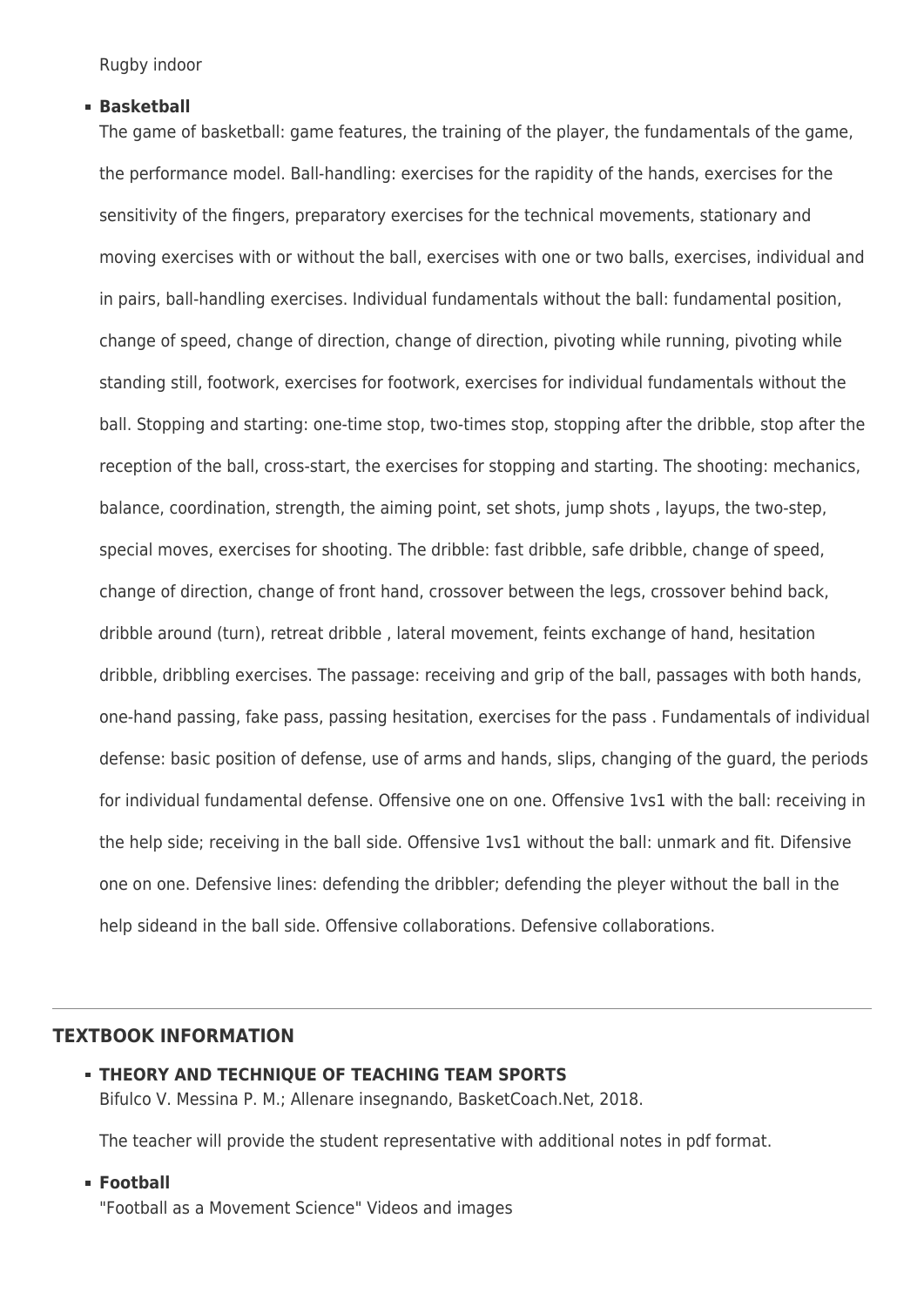Rugby indoor

- **Basketball**

  The game of basketball: game features, the training of the player, the fundamentals of the game, the performance model. Ball-handling: exercises for the rapidity of the hands, exercises for the sensitivity of the fingers, preparatory exercises for the technical movements, stationary and moving exercises with or without the ball, exercises with one or two balls, exercises, individual and in pairs, ball-handling exercises. Individual fundamentals without the ball: fundamental position, change of speed, change of direction, change of direction, pivoting while running, pivoting while standing still, footwork, exercises for footwork, exercises for individual fundamentals without the ball. Stopping and starting: one-time stop, two-times stop, stopping after the dribble, stop after the reception of the ball, cross-start, the exercises for stopping and starting. The shooting: mechanics, balance, coordination, strength, the aiming point, set shots, jump shots , layups, the two-step, special moves, exercises for shooting. The dribble: fast dribble, safe dribble, change of speed, change of direction, change of front hand, crossover between the legs, crossover behind back, dribble around (turn), retreat dribble , lateral movement, feints exchange of hand, hesitation dribble, dribbling exercises. The passage: receiving and grip of the ball, passages with both hands, one-hand passing, fake pass, passing hesitation, exercises for the pass . Fundamentals of individual defense: basic position of defense, use of arms and hands, slips, changing of the guard, the periods for individual fundamental defense. Offensive one on one. Offensive 1vs1 with the ball: receiving in the help side; receiving in the ball side. Offensive 1vs1 without the ball: unmark and fit. Difensive one on one. Defensive lines: defending the dribbler; defending the pleyer without the ball in the help sideand in the ball side. Offensive collaborations. Defensive collaborations.

---

## TEXTBOOK INFORMATION

- **THEORY AND TECHNIQUE OF TEACHING TEAM SPORTS**

  Bifulco V. Messina P. M.; Allenare insegnando, BasketCoach.Net, 2018.

  The teacher will provide the student representative with additional notes in pdf format.

- **Football**

  "Football as a Movement Science" Videos and images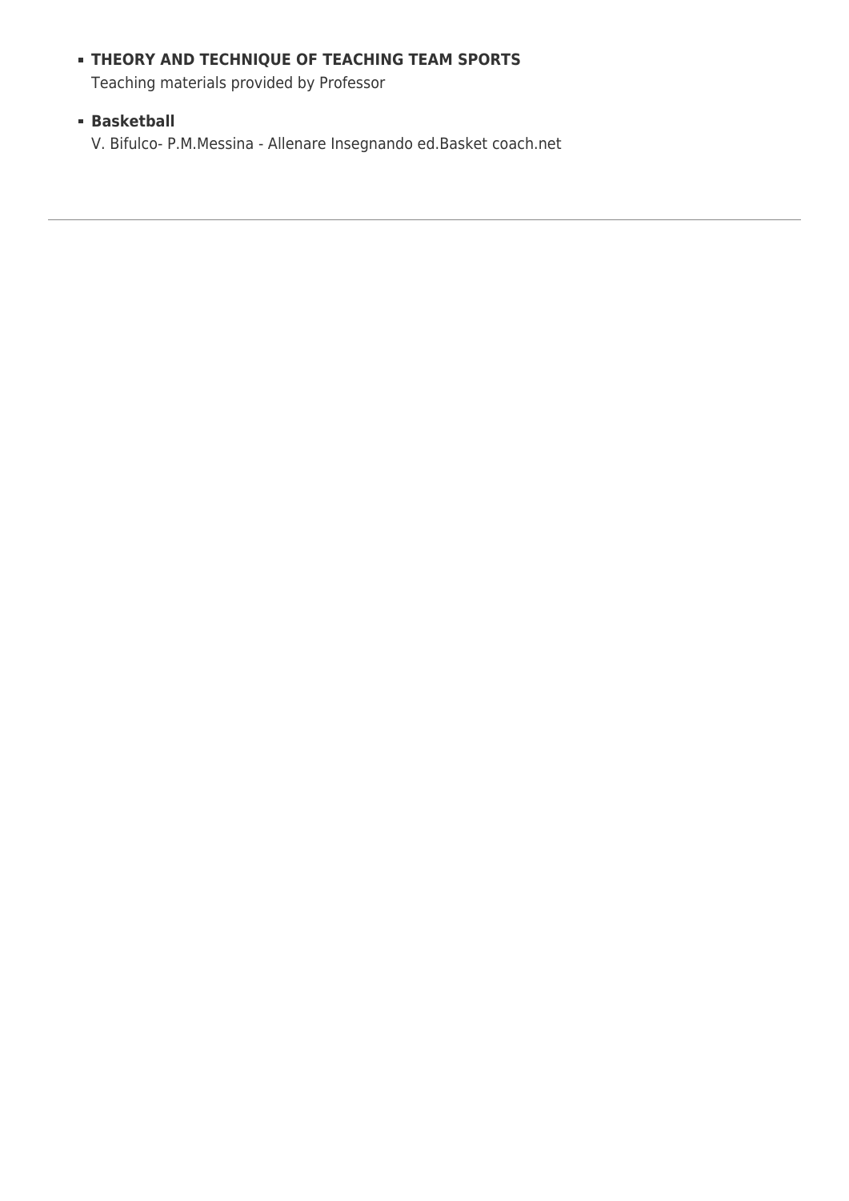- **THEORY AND TECHNIQUE OF TEACHING TEAM SPORTS**
  Teaching materials provided by Professor

- **Basketball**
  V. Bifulco- P.M.Messina - Allenare Insegnando ed.Basket coach.net